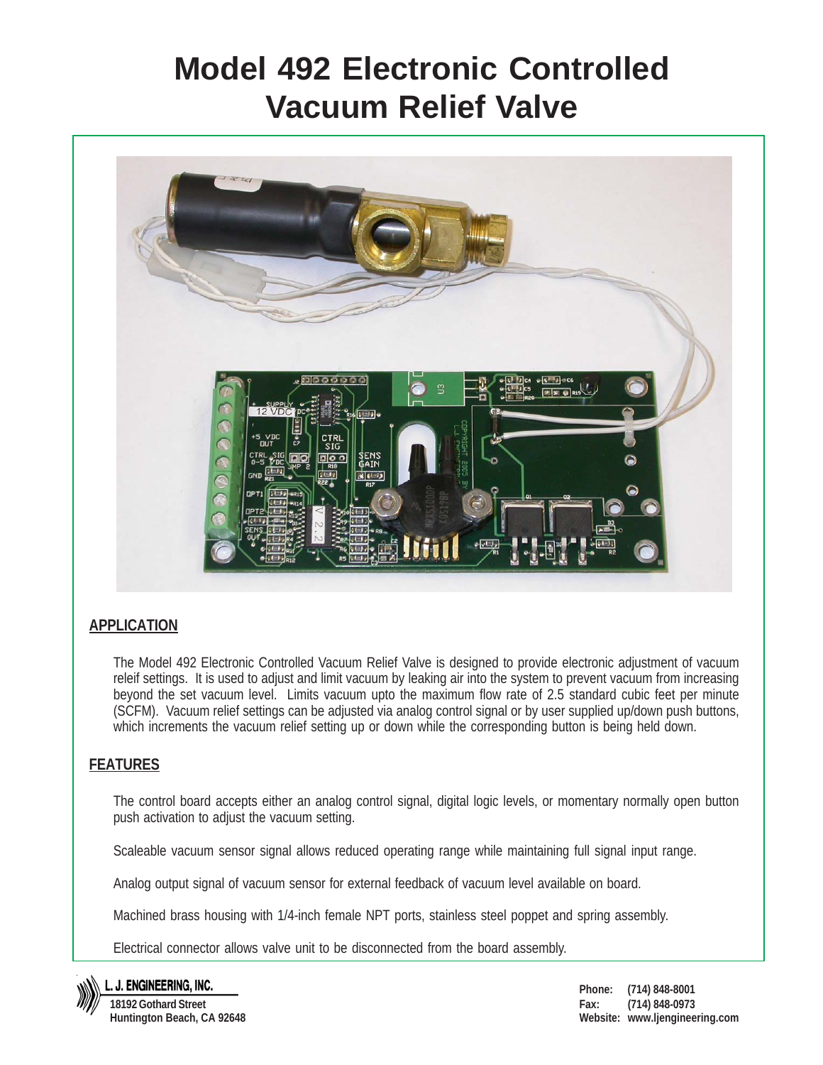# Model 492 Electronic Controlled Vacuum Relief Valve

## APPLICATION

The Model 492 Electronic Controlled Vacuum Relief Valve is designed to provide electronic adjustment of vacuum releif settings. It is used to adjust and limit vacuum by leaking air into the system to prevent vacuum from increasing beyond the set vacuum level. Limits vacuum upto the maximum flow rate of 2.5 standard cubic feet per minute (SCFM). Vacuum relief settings can be adjusted via analog control signal or by user supplied up/down push buttons, which increments the vacuum relief setting up or down while the corresponding button is being held down.

## FEATURES

The control board accepts either an analog control signal, digital logic levels, or momentary normally open button push activation to adjust the vacuum setting.

Scaleable vacuum sensor signal allows reduced operating range while maintaining full signal input range.

Analog output signal of vacuum sensor for external feedback of vacuum level available on board.

Machined brass housing with 1/4-inch female NPT ports, stainless steel poppet and spring assembly.

Electrical connector allows valve unit to be disconnected from the board assembly.

**L. J. ENGINEERING, INC.**
18192 Gothard Street
Huntington Beach, CA 92648

**Phone:** (714) 848-8001
**Fax:** (714) 848-0973
**Website:** www.ljengineering.com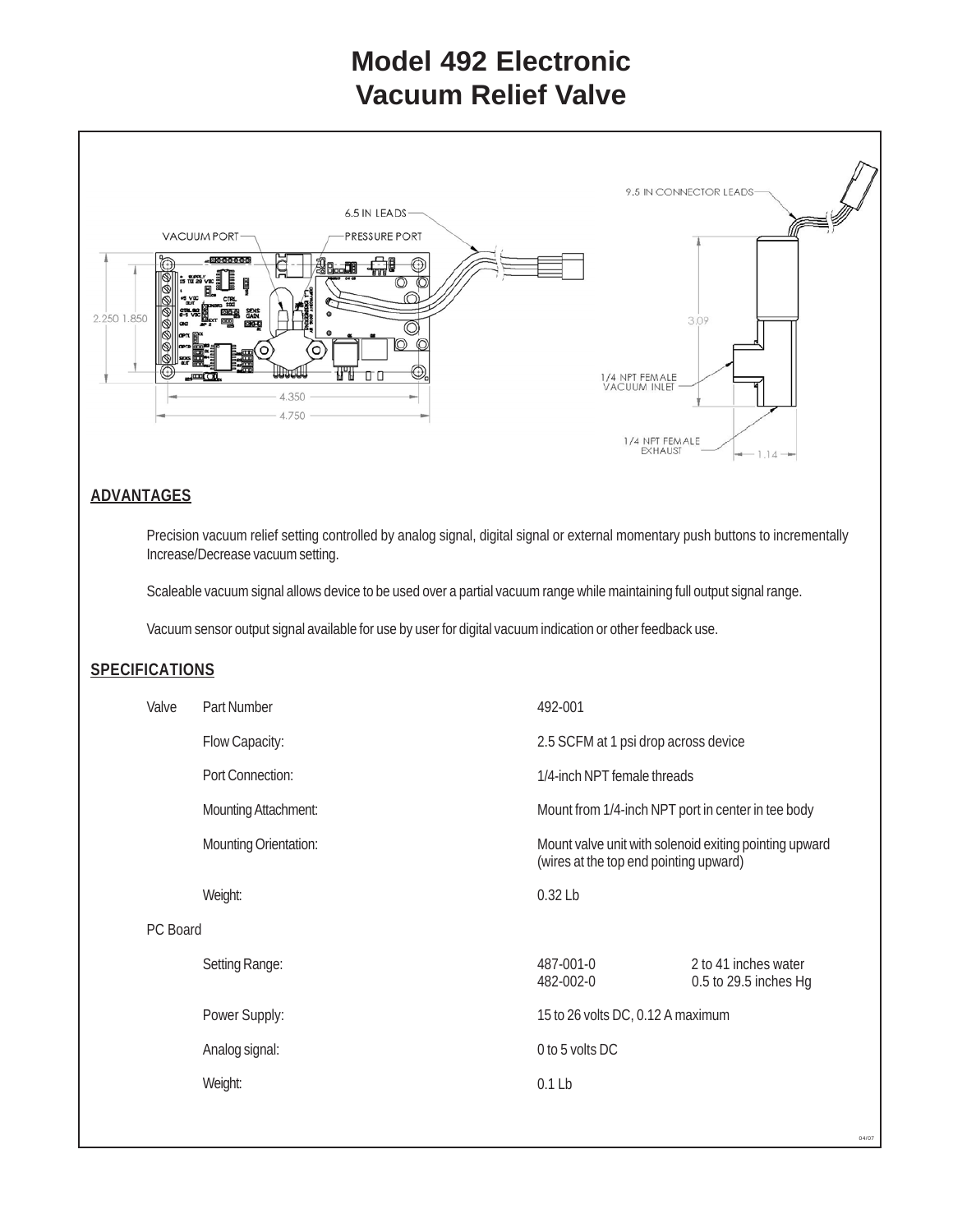# Model 492 Electronic Vacuum Relief Valve

9.5 IN CONNECTOR LEADS

6.5 IN LEADS

VACUUM PORT

PRESSURE PORT

2.250 1.850

3.09

1/4 NPT FEMALE VACUUM INLET

4.350

4.750

1/4 NPT FEMALE EXHAUST

1.14

## ADVANTAGES

Precision vacuum relief setting controlled by analog signal, digital signal or external momentary push buttons to incrementally Increase/Decrease vacuum setting.

Scaleable vacuum signal allows device to be used over a partial vacuum range while maintaining full output signal range.

Vacuum sensor output signal available for use by user for digital vacuum indication or other feedback use.

## SPECIFICATIONS

| | | | |
|---|---|---|---|
| Valve | Part Number | 492-001 | |
| | Flow Capacity: | 2.5 SCFM at 1 psi drop across device | |
| | Port Connection: | 1/4-inch NPT female threads | |
| | Mounting Attachment: | Mount from 1/4-inch NPT port in center in tee body | |
| | Mounting Orientation: | Mount valve unit with solenoid exiting pointing upward (wires at the top end pointing upward) | |
| | Weight: | 0.32 Lb | |
| PC Board | | | |
| | Setting Range: | 487-001-0<br>482-002-0 | 2 to 41 inches water<br>0.5 to 29.5 inches Hg |
| | Power Supply: | 15 to 26 volts DC, 0.12 A maximum | |
| | Analog signal: | 0 to 5 volts DC | |
| | Weight: | 0.1 Lb | |

04/07